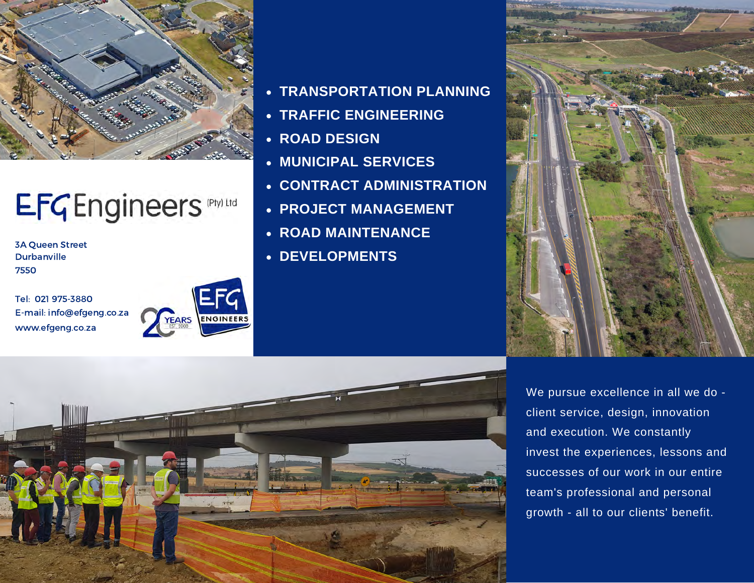# EFG Engineers (Pty) Ltd

3A Queen Street
Durbanville
7550

Tel: 021 975-3880
E-mail: info@efgeng.co.za
www.efgeng.co.za

20 YEARS EST. 2000

EFG ENGINEERS

- **TRANSPORTATION PLANNING**
- **TRAFFIC ENGINEERING**
- **ROAD DESIGN**
- **MUNICIPAL SERVICES**
- **CONTRACT ADMINISTRATION**
- **PROJECT MANAGEMENT**
- **ROAD MAINTENANCE**
- **DEVELOPMENTS**

We pursue excellence in all we do - client service, design, innovation and execution. We constantly invest the experiences, lessons and successes of our work in our entire team's professional and personal growth - all to our clients' benefit.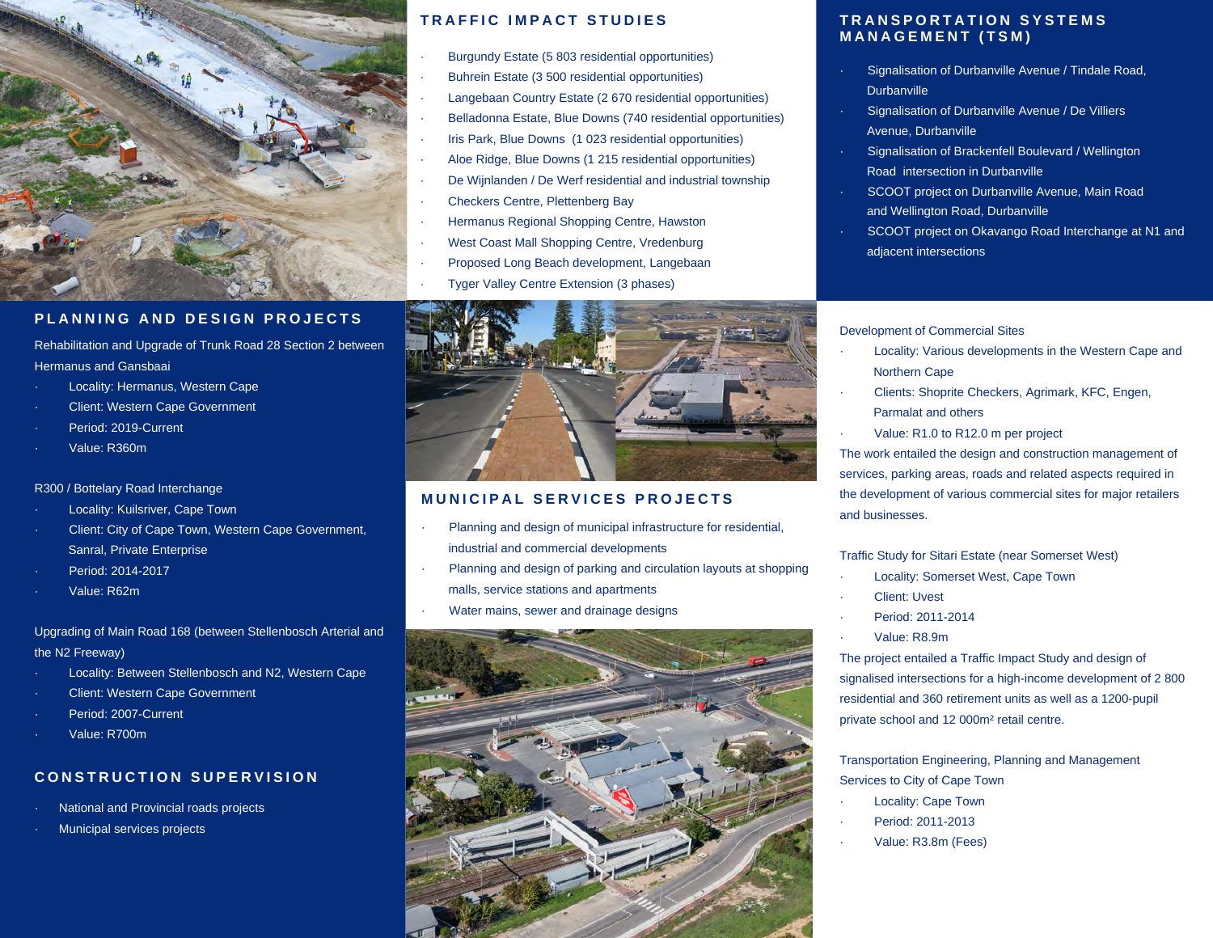## TRAFFIC IMPACT STUDIES

- Burgundy Estate (5 803 residential opportunities)
- Buhrein Estate (3 500 residential opportunities)
- Langebaan Country Estate (2 670 residential opportunities)
- Belladonna Estate, Blue Downs (740 residential opportunities)
- Iris Park, Blue Downs (1 023 residential opportunities)
- Aloe Ridge, Blue Downs (1 215 residential opportunities)
- De Wijnlanden / De Werf residential and industrial township
- Checkers Centre, Plettenberg Bay
- Hermanus Regional Shopping Centre, Hawston
- West Coast Mall Shopping Centre, Vredenburg
- Proposed Long Beach development, Langebaan
- Tyger Valley Centre Extension (3 phases)

## TRANSPORTATION SYSTEMS MANAGEMENT (TSM)

- Signalisation of Durbanville Avenue / Tindale Road, Durbanville
- Signalisation of Durbanville Avenue / De Villiers Avenue, Durbanville
- Signalisation of Brackenfell Boulevard / Wellington Road intersection in Durbanville
- SCOOT project on Durbanville Avenue, Main Road and Wellington Road, Durbanville
- SCOOT project on Okavango Road Interchange at N1 and adjacent intersections

## PLANNING AND DESIGN PROJECTS

Rehabilitation and Upgrade of Trunk Road 28 Section 2 between Hermanus and Gansbaai

- Locality: Hermanus, Western Cape
- Client: Western Cape Government
- Period: 2019-Current
- Value: R360m

R300 / Bottelary Road Interchange

- Locality: Kuilsriver, Cape Town
- Client: City of Cape Town, Western Cape Government, Sanral, Private Enterprise
- Period: 2014-2017
- Value: R62m

Upgrading of Main Road 168 (between Stellenbosch Arterial and the N2 Freeway)

- Locality: Between Stellenbosch and N2, Western Cape
- Client: Western Cape Government
- Period: 2007-Current
- Value: R700m

## CONSTRUCTION SUPERVISION

- National and Provincial roads projects
- Municipal services projects

## MUNICIPAL SERVICES PROJECTS

- Planning and design of municipal infrastructure for residential, industrial and commercial developments
- Planning and design of parking and circulation layouts at shopping malls, service stations and apartments
- Water mains, sewer and drainage designs

Development of Commercial Sites

- Locality: Various developments in the Western Cape and Northern Cape
- Clients: Shoprite Checkers, Agrimark, KFC, Engen, Parmalat and others
- Value: R1.0 to R12.0 m per project

The work entailed the design and construction management of services, parking areas, roads and related aspects required in the development of various commercial sites for major retailers and businesses.

Traffic Study for Sitari Estate (near Somerset West)

- Locality: Somerset West, Cape Town
- Client: Uvest
- Period: 2011-2014
- Value: R8.9m

The project entailed a Traffic Impact Study and design of signalised intersections for a high-income development of 2 800 residential and 360 retirement units as well as a 1200-pupil private school and 12 000m² retail centre.

Transportation Engineering, Planning and Management Services to City of Cape Town

- Locality: Cape Town
- Period: 2011-2013
- Value: R3.8m (Fees)